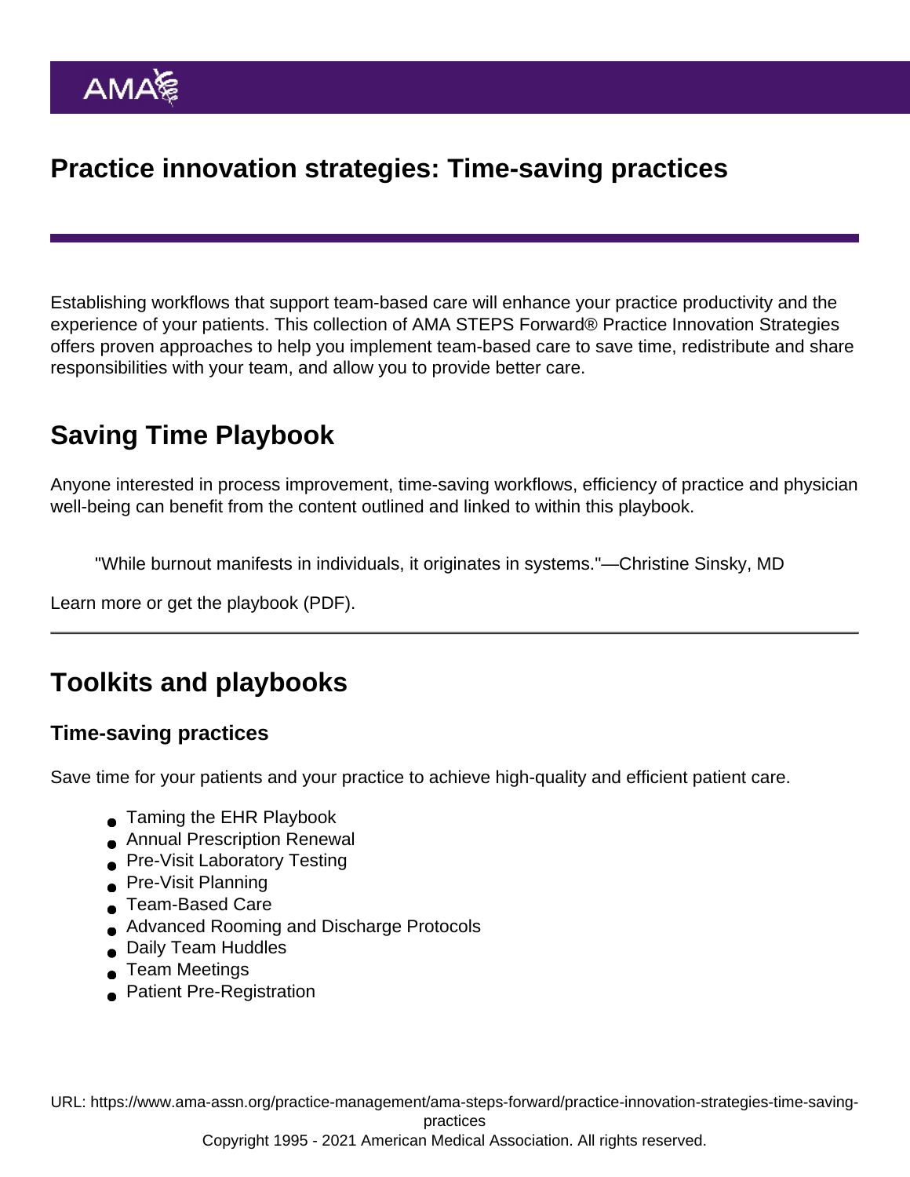# Practice innovation strategies: Time-saving practices

Establishing workflows that support team-based care will enhance your practice productivity and the experience of your patients. This collection of AMA STEPS Forward® Practice Innovation Strategies offers proven approaches to help you implement team-based care to save time, redistribute and share responsibilities with your team, and allow you to provide better care.

## Saving Time Playbook

Anyone interested in process improvement, time-saving workflows, efficiency of practice and physician well-being can benefit from the content outlined and linked to within this playbook.

> "While burnout manifests in individuals, it originates in systems."—Christine Sinsky, MD

Learn more or get the playbook (PDF).

---

## Toolkits and playbooks

### Time-saving practices

Save time for your patients and your practice to achieve high-quality and efficient patient care.

- Taming the EHR Playbook
- Annual Prescription Renewal
- Pre-Visit Laboratory Testing
- Pre-Visit Planning
- Team-Based Care
- Advanced Rooming and Discharge Protocols
- Daily Team Huddles
- Team Meetings
- Patient Pre-Registration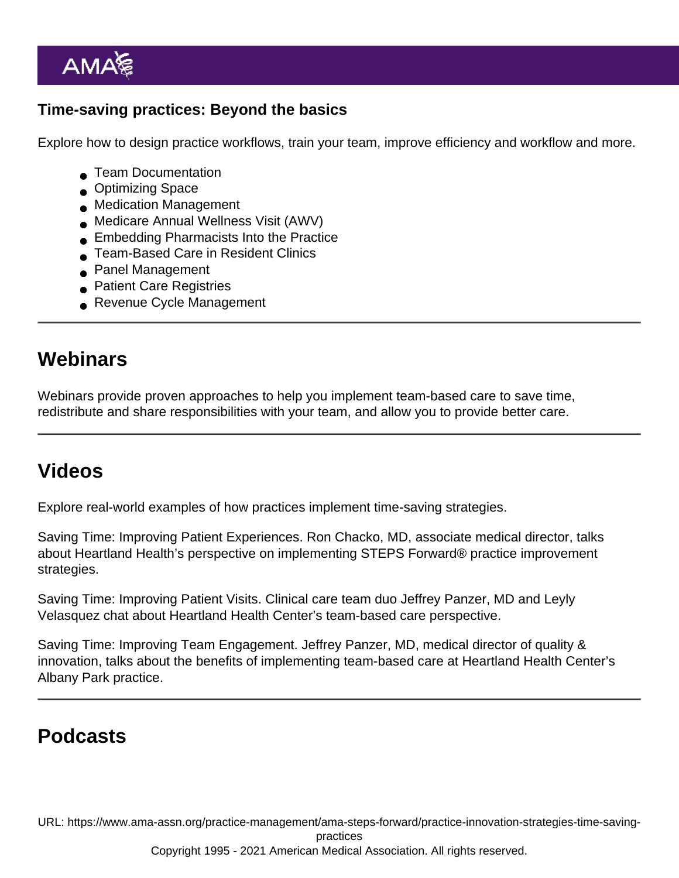### Time-saving practices: Beyond the basics

Explore how to design practice workflows, train your team, improve efficiency and workflow and more.

- Team Documentation
- Optimizing Space
- Medication Management
- Medicare Annual Wellness Visit (AWV)
- Embedding Pharmacists Into the Practice
- Team-Based Care in Resident Clinics
- Panel Management
- Patient Care Registries
- Revenue Cycle Management

---

## Webinars

Webinars provide proven approaches to help you implement team-based care to save time, redistribute and share responsibilities with your team, and allow you to provide better care.

---

## Videos

Explore real-world examples of how practices implement time-saving strategies.

Saving Time: Improving Patient Experiences. Ron Chacko, MD, associate medical director, talks about Heartland Health's perspective on implementing STEPS Forward® practice improvement strategies.

Saving Time: Improving Patient Visits. Clinical care team duo Jeffrey Panzer, MD and Leyly Velasquez chat about Heartland Health Center's team-based care perspective.

Saving Time: Improving Team Engagement. Jeffrey Panzer, MD, medical director of quality & innovation, talks about the benefits of implementing team-based care at Heartland Health Center's Albany Park practice.

---

## Podcasts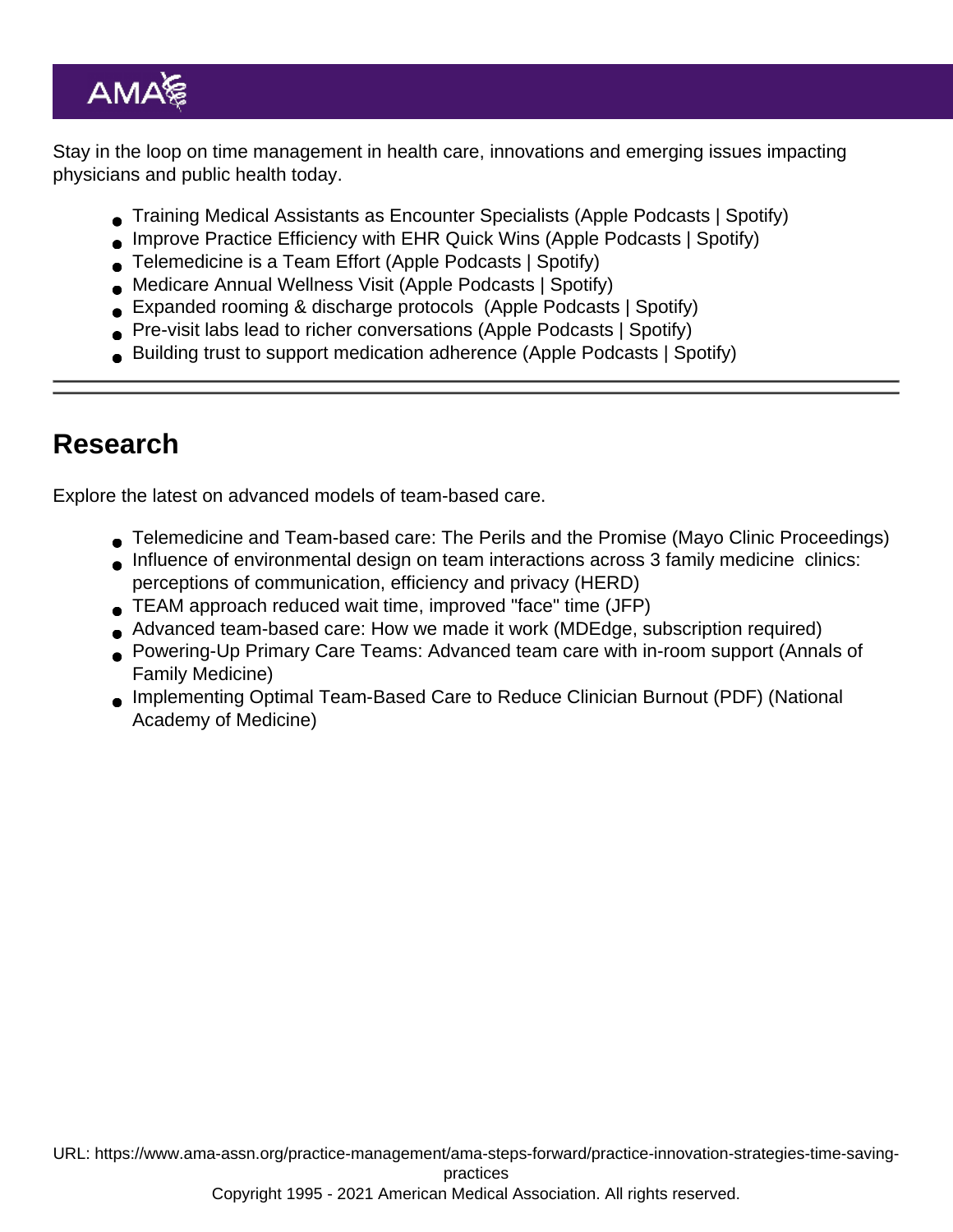Stay in the loop on time management in health care, innovations and emerging issues impacting physicians and public health today.

- Training Medical Assistants as Encounter Specialists (Apple Podcasts | Spotify)
- Improve Practice Efficiency with EHR Quick Wins (Apple Podcasts | Spotify)
- Telemedicine is a Team Effort (Apple Podcasts | Spotify)
- Medicare Annual Wellness Visit (Apple Podcasts | Spotify)
- Expanded rooming & discharge protocols (Apple Podcasts | Spotify)
- Pre-visit labs lead to richer conversations (Apple Podcasts | Spotify)
- Building trust to support medication adherence (Apple Podcasts | Spotify)

## Research

Explore the latest on advanced models of team-based care.

- Telemedicine and Team-based care: The Perils and the Promise (Mayo Clinic Proceedings)
- Influence of environmental design on team interactions across 3 family medicine clinics: perceptions of communication, efficiency and privacy (HERD)
- TEAM approach reduced wait time, improved "face" time (JFP)
- Advanced team-based care: How we made it work (MDEdge, subscription required)
- Powering-Up Primary Care Teams: Advanced team care with in-room support (Annals of Family Medicine)
- Implementing Optimal Team-Based Care to Reduce Clinician Burnout (PDF) (National Academy of Medicine)